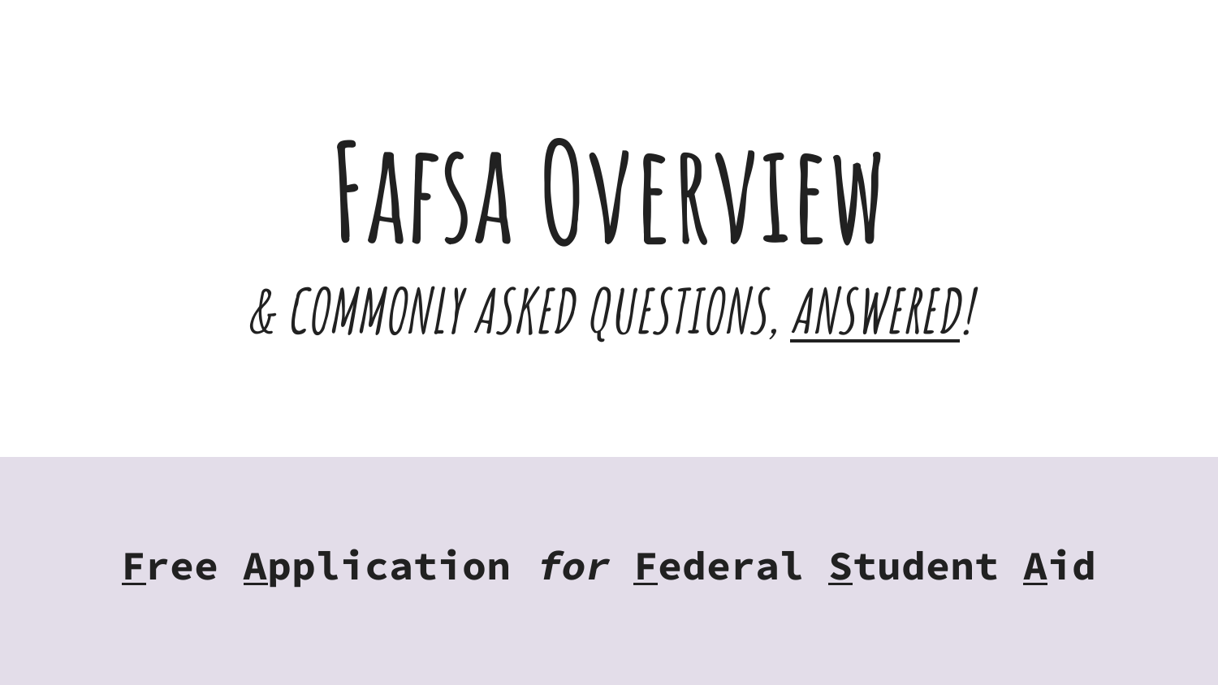# Fafsa Overview

## & commonly asked questions, answered!

**Free Application *for* Federal Student Aid**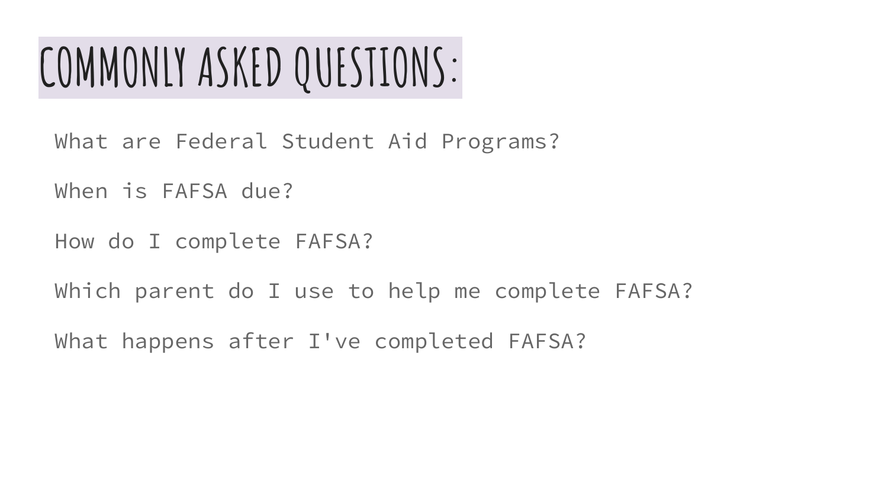# COMMONLY ASKED QUESTIONS:

What are Federal Student Aid Programs?

When is FAFSA due?

How do I complete FAFSA?

Which parent do I use to help me complete FAFSA?

What happens after I've completed FAFSA?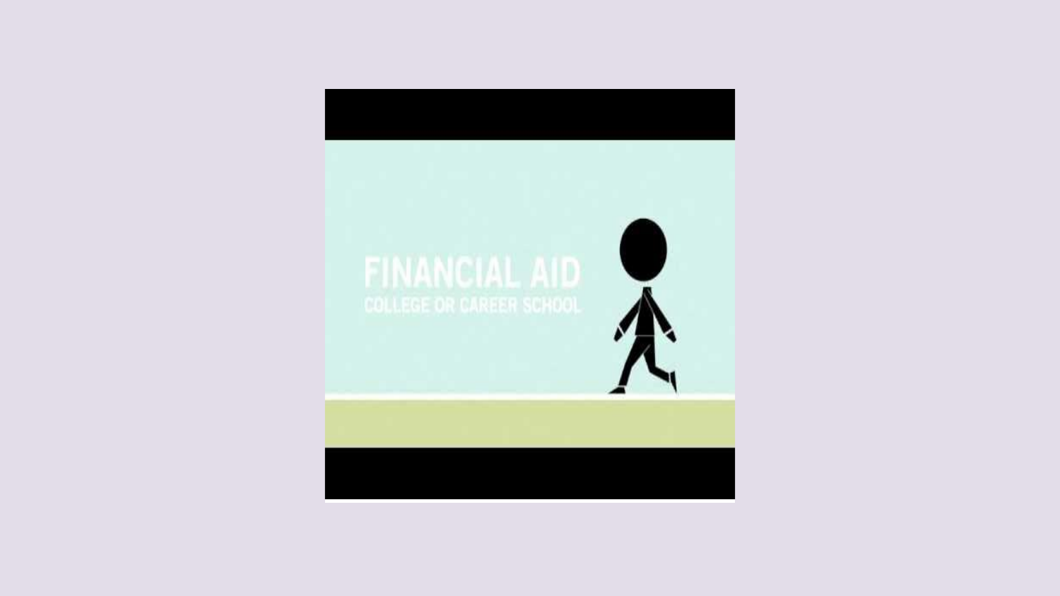FINANCIAL AID

COLLEGE OR CAREER SCHOOL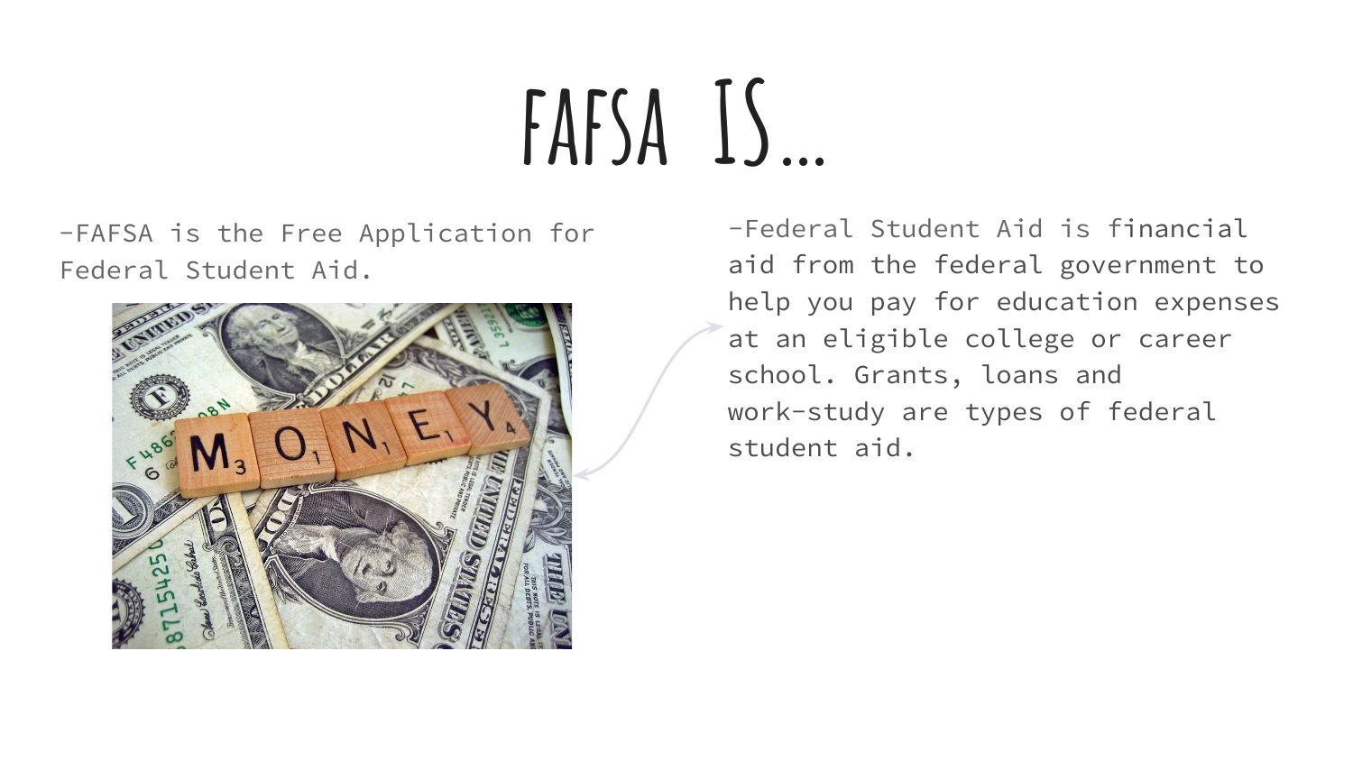# FAFSA IS…

-FAFSA is the Free Application for Federal Student Aid.

-Federal Student Aid is financial aid from the federal government to help you pay for education expenses at an eligible college or career school. Grants, loans and work-study are types of federal student aid.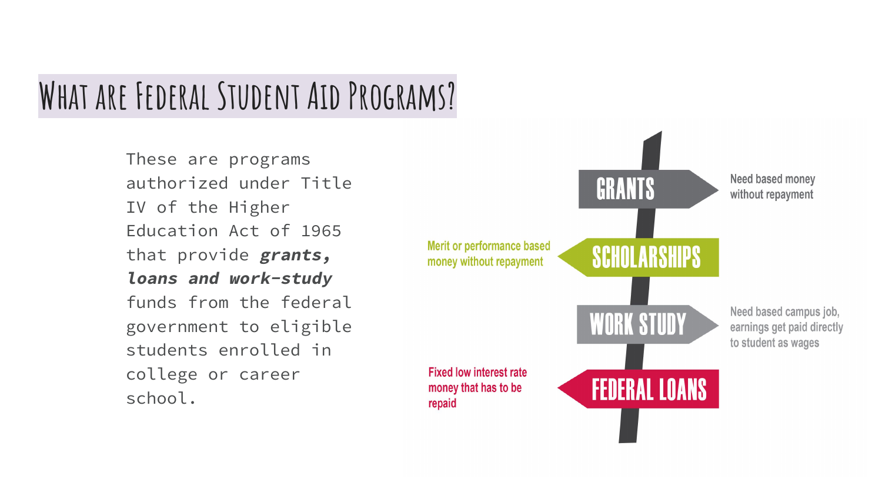# What are Federal Student Aid Programs?

These are programs authorized under Title IV of the Higher Education Act of 1965 that provide ***grants, loans and work-study*** funds from the federal government to eligible students enrolled in college or career school.

**GRANTS**

Need based money without repayment

**SCHOLARSHIPS**

Merit or performance based money without repayment

**WORK STUDY**

Need based campus job, earnings get paid directly to student as wages

**FEDERAL LOANS**

Fixed low interest rate money that has to be repaid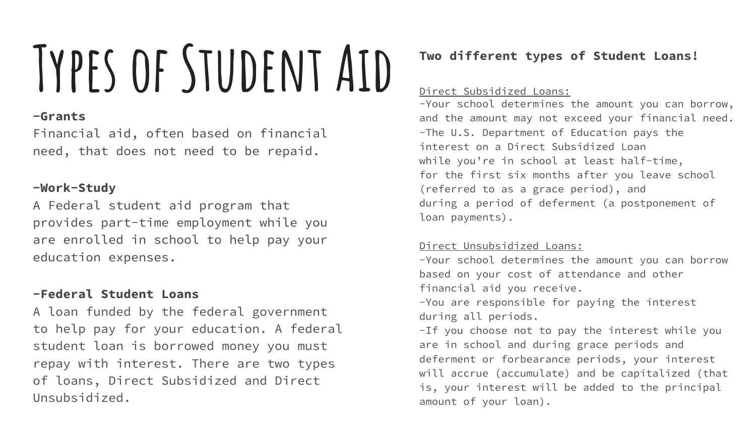# Types of Student Aid

**-Grants**

Financial aid, often based on financial need, that does not need to be repaid.

**-Work-Study**

A Federal student aid program that provides part-time employment while you are enrolled in school to help pay your education expenses.

**-Federal Student Loans**

A loan funded by the federal government to help pay for your education. A federal student loan is borrowed money you must repay with interest. There are two types of loans, Direct Subsidized and Direct Unsubsidized.

**Two different types of Student Loans!**

Direct Subsidized Loans:

-Your school determines the amount you can borrow, and the amount may not exceed your financial need.

-The U.S. Department of Education pays the interest on a Direct Subsidized Loan while you're in school at least half-time, for the first six months after you leave school (referred to as a grace period), and during a period of deferment (a postponement of loan payments).

Direct Unsubsidized Loans:

-Your school determines the amount you can borrow based on your cost of attendance and other financial aid you receive.

-You are responsible for paying the interest during all periods.

-If you choose not to pay the interest while you are in school and during grace periods and deferment or forbearance periods, your interest will accrue (accumulate) and be capitalized (that is, your interest will be added to the principal amount of your loan).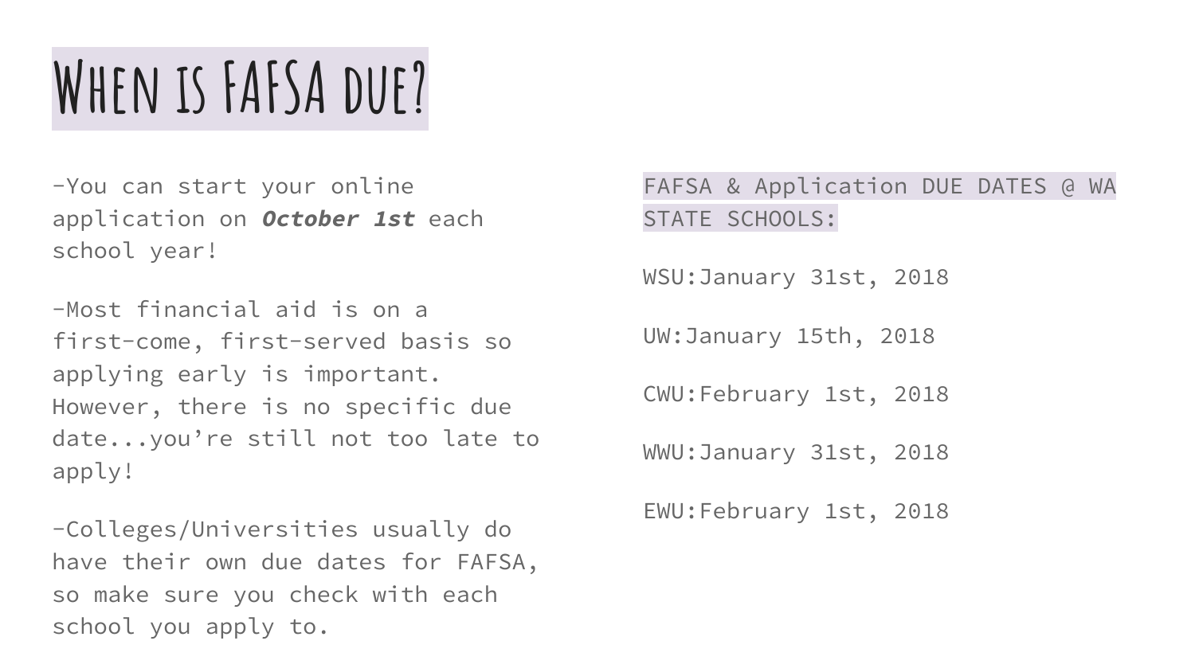# When is FAFSA due?

-You can start your online application on ***October 1st*** each school year!

-Most financial aid is on a first-come, first-served basis so applying early is important. However, there is no specific due date...you're still not too late to apply!

-Colleges/Universities usually do have their own due dates for FAFSA, so make sure you check with each school you apply to.

FAFSA & Application DUE DATES @ WA STATE SCHOOLS:

WSU:January 31st, 2018

UW:January 15th, 2018

CWU:February 1st, 2018

WWU:January 31st, 2018

EWU:February 1st, 2018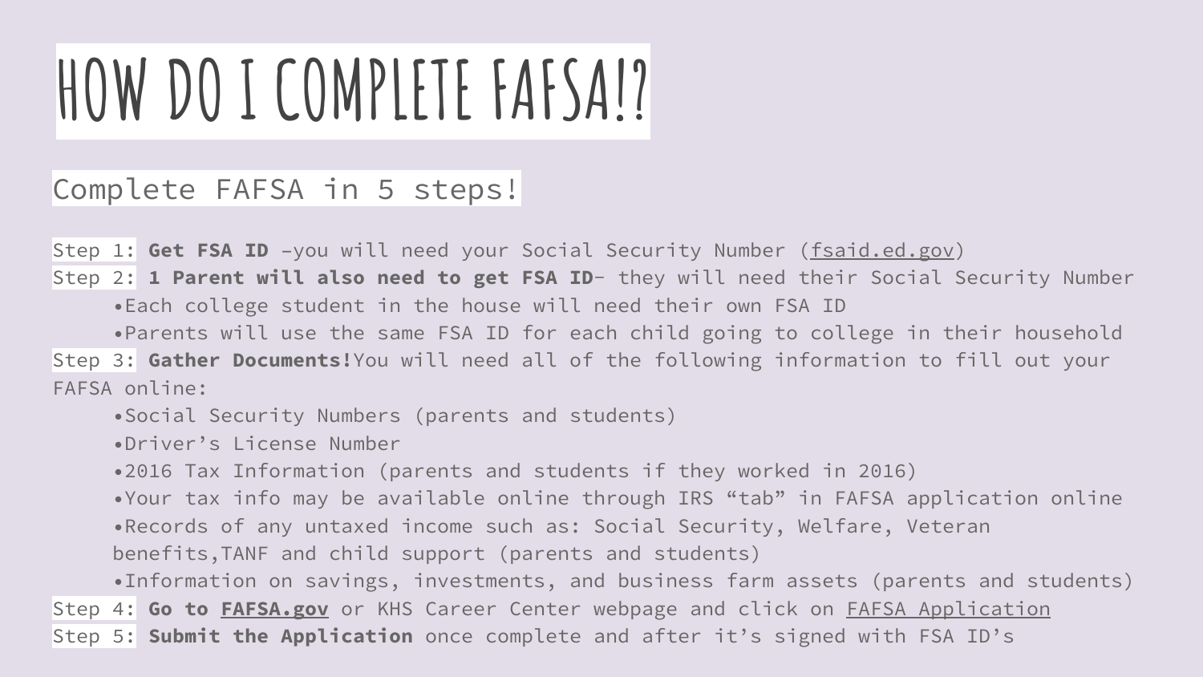# HOW DO I COMPLETE FAFSA!?

## Complete FAFSA in 5 steps!

Step 1: **Get FSA ID** –you will need your Social Security Number (fsaid.ed.gov)

Step 2: **1 Parent will also need to get FSA ID**– they will need their Social Security Number

- Each college student in the house will need their own FSA ID
- Parents will use the same FSA ID for each child going to college in their household

Step 3: **Gather Documents!**You will need all of the following information to fill out your FAFSA online:

- Social Security Numbers (parents and students)
- Driver's License Number
- 2016 Tax Information (parents and students if they worked in 2016)
- Your tax info may be available online through IRS "tab" in FAFSA application online
- Records of any untaxed income such as: Social Security, Welfare, Veteran benefits,TANF and child support (parents and students)
- Information on savings, investments, and business farm assets (parents and students)

Step 4: **Go to FAFSA.gov** or KHS Career Center webpage and click on FAFSA Application

Step 5: **Submit the Application** once complete and after it's signed with FSA ID's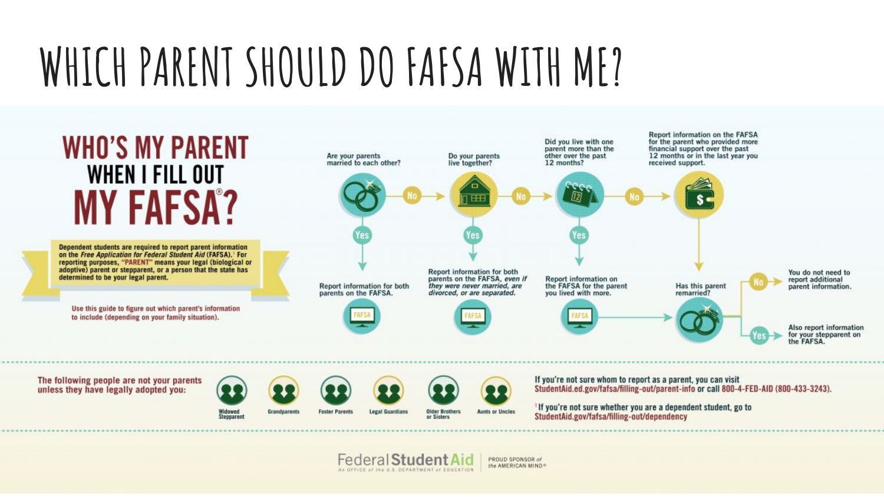# WHICH PARENT SHOULD DO FAFSA WITH ME?

## WHO'S MY PARENT WHEN I FILL OUT MY FAFSA®?

Dependent students are required to report parent information on the *Free Application for Federal Student Aid* (FAFSA).[1] For reporting purposes, "PARENT" means your legal (biological or adoptive) parent or stepparent, or a person that the state has determined to be your legal parent.

Use this guide to figure out which parent's information to include (depending on your family situation).

Are your parents married to each other?
- Yes → Report information for both parents on the FAFSA.
- No → Do your parents live together?
  - Yes → Report information for both parents on the FAFSA, *even if they were never married, are divorced, or are separated.*
  - No → Did you live with one parent more than the other over the past 12 months?
    - Yes → Report information on the FAFSA for the parent you lived with more.
    - No → Report information on the FAFSA for the parent who provided more financial support over the past 12 months or in the last year you received support.

Has this parent remarried?
- No → You do not need to report additional parent information.
- Yes → Also report information for your stepparent on the FAFSA.

The following people are not your parents unless they have legally adopted you:

- Widowed Stepparent
- Grandparents
- Foster Parents
- Legal Guardians
- Older Brothers or Sisters
- Aunts or Uncles

If you're not sure whom to report as a parent, you can visit StudentAid.ed.gov/fafsa/filling-out/parent-info or call 800-4-FED-AID (800-433-3243).

[1] If you're not sure whether you are a dependent student, go to StudentAid.gov/fafsa/filling-out/dependency

Federal Student Aid — An OFFICE of the U.S. DEPARTMENT of EDUCATION | PROUD SPONSOR of the AMERICAN MIND®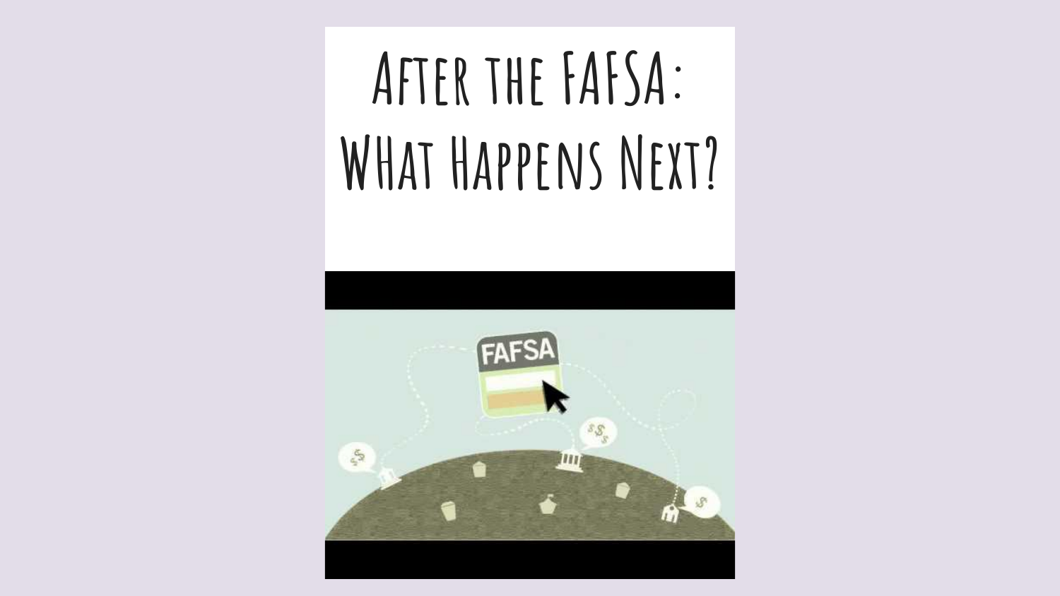# After the FAFSA: What Happens Next?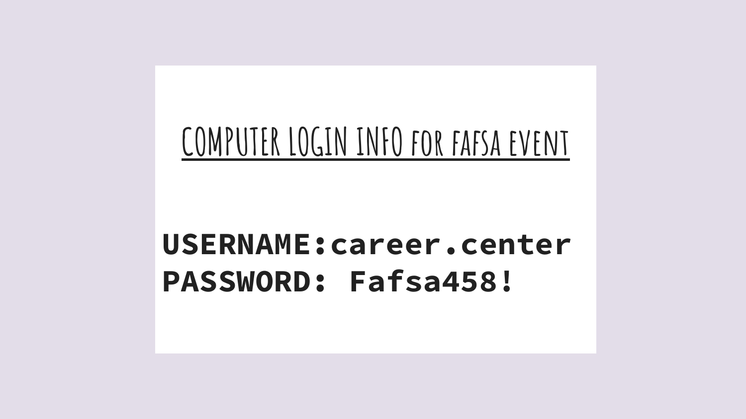## COMPUTER LOGIN INFO FOR FAFSA EVENT

**USERNAME:career.center**
**PASSWORD: Fafsa458!**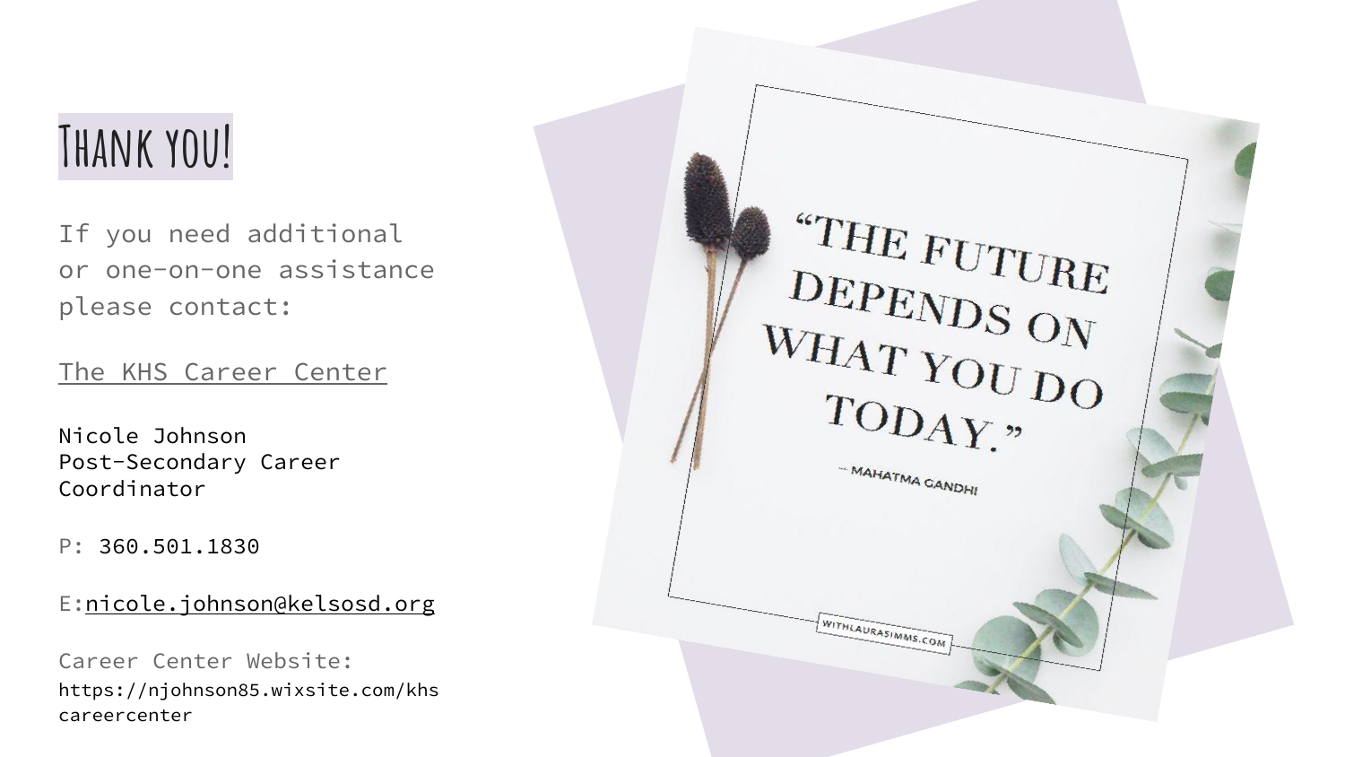# Thank you!

If you need additional or one-on-one assistance please contact:

The KHS Career Center

Nicole Johnson
Post-Secondary Career Coordinator

P: 360.501.1830

E: nicole.johnson@kelsosd.org

Career Center Website:
https://njohnson85.wixsite.com/khscareercenter

"THE FUTURE DEPENDS ON WHAT YOU DO TODAY."

– MAHATMA GANDHI

WITHLAURASIMMS.COM